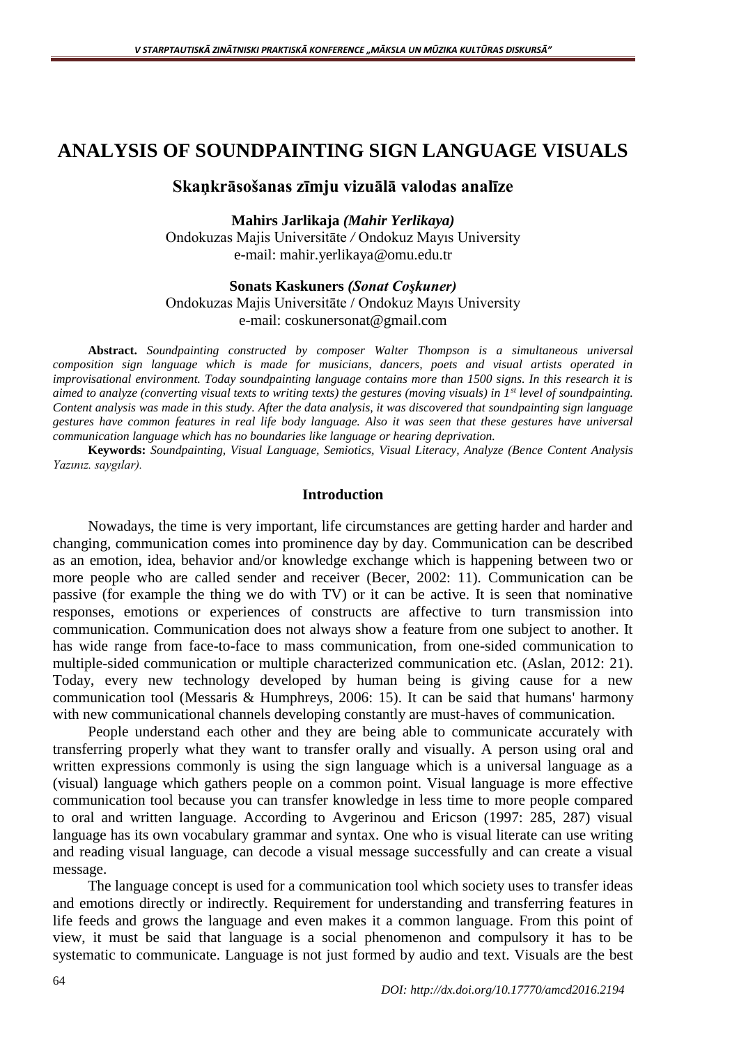# ANALYSIS OF SOUNDPAINTING SIGN LANGUAGE VISUALS

## Skaņkrāsošanas zīmju vizuālā valodas analīze

**Mahirs Jarlikaja *(Mahir Yerlikaya)***
Ondokuzas Majis Universitāte / Ondokuz Mayıs University
e-mail: mahir.yerlikaya@omu.edu.tr

**Sonats Kaskuners *(Sonat Coşkuner)***
Ondokuzas Majis Universitāte / Ondokuz Mayıs University
e-mail: coskunersonat@gmail.com

**Abstract.** *Soundpainting constructed by composer Walter Thompson is a simultaneous universal composition sign language which is made for musicians, dancers, poets and visual artists operated in improvisational environment. Today soundpainting language contains more than 1500 signs. In this research it is aimed to analyze (converting visual texts to writing texts) the gestures (moving visuals) in 1st level of soundpainting. Content analysis was made in this study. After the data analysis, it was discovered that soundpainting sign language gestures have common features in real life body language. Also it was seen that these gestures have universal communication language which has no boundaries like language or hearing deprivation.*

**Keywords:** *Soundpainting, Visual Language, Semiotics, Visual Literacy, Analyze (Bence Content Analysis Yazınız. saygılar).*

### Introduction

Nowadays, the time is very important, life circumstances are getting harder and harder and changing, communication comes into prominence day by day. Communication can be described as an emotion, idea, behavior and/or knowledge exchange which is happening between two or more people who are called sender and receiver (Becer, 2002: 11). Communication can be passive (for example the thing we do with TV) or it can be active. It is seen that nominative responses, emotions or experiences of constructs are affective to turn transmission into communication. Communication does not always show a feature from one subject to another. It has wide range from face-to-face to mass communication, from one-sided communication to multiple-sided communication or multiple characterized communication etc. (Aslan, 2012: 21). Today, every new technology developed by human being is giving cause for a new communication tool (Messaris & Humphreys, 2006: 15). It can be said that humans' harmony with new communicational channels developing constantly are must-haves of communication.

People understand each other and they are being able to communicate accurately with transferring properly what they want to transfer orally and visually. A person using oral and written expressions commonly is using the sign language which is a universal language as a (visual) language which gathers people on a common point. Visual language is more effective communication tool because you can transfer knowledge in less time to more people compared to oral and written language. According to Avgerinou and Ericson (1997: 285, 287) visual language has its own vocabulary grammar and syntax. One who is visual literate can use writing and reading visual language, can decode a visual message successfully and can create a visual message.

The language concept is used for a communication tool which society uses to transfer ideas and emotions directly or indirectly. Requirement for understanding and transferring features in life feeds and grows the language and even makes it a common language. From this point of view, it must be said that language is a social phenomenon and compulsory it has to be systematic to communicate. Language is not just formed by audio and text. Visuals are the best

*DOI: http://dx.doi.org/10.17770/amcd2016.2194*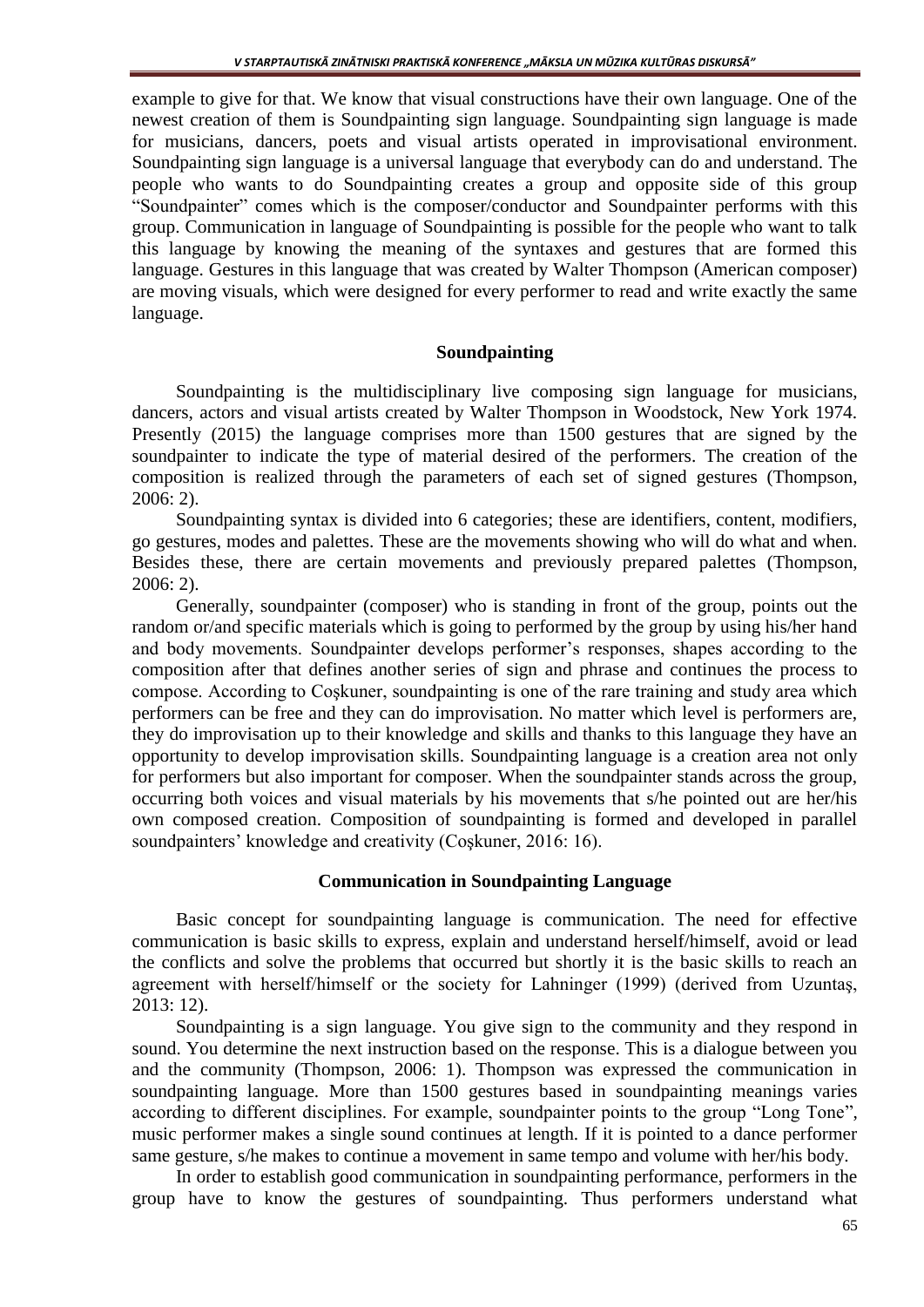example to give for that. We know that visual constructions have their own language. One of the newest creation of them is Soundpainting sign language. Soundpainting sign language is made for musicians, dancers, poets and visual artists operated in improvisational environment. Soundpainting sign language is a universal language that everybody can do and understand. The people who wants to do Soundpainting creates a group and opposite side of this group "Soundpainter" comes which is the composer/conductor and Soundpainter performs with this group. Communication in language of Soundpainting is possible for the people who want to talk this language by knowing the meaning of the syntaxes and gestures that are formed this language. Gestures in this language that was created by Walter Thompson (American composer) are moving visuals, which were designed for every performer to read and write exactly the same language.

## Soundpainting

Soundpainting is the multidisciplinary live composing sign language for musicians, dancers, actors and visual artists created by Walter Thompson in Woodstock, New York 1974. Presently (2015) the language comprises more than 1500 gestures that are signed by the soundpainter to indicate the type of material desired of the performers. The creation of the composition is realized through the parameters of each set of signed gestures (Thompson, 2006: 2).

Soundpainting syntax is divided into 6 categories; these are identifiers, content, modifiers, go gestures, modes and palettes. These are the movements showing who will do what and when. Besides these, there are certain movements and previously prepared palettes (Thompson, 2006: 2).

Generally, soundpainter (composer) who is standing in front of the group, points out the random or/and specific materials which is going to performed by the group by using his/her hand and body movements. Soundpainter develops performer's responses, shapes according to the composition after that defines another series of sign and phrase and continues the process to compose. According to Coşkuner, soundpainting is one of the rare training and study area which performers can be free and they can do improvisation. No matter which level is performers are, they do improvisation up to their knowledge and skills and thanks to this language they have an opportunity to develop improvisation skills. Soundpainting language is a creation area not only for performers but also important for composer. When the soundpainter stands across the group, occurring both voices and visual materials by his movements that s/he pointed out are her/his own composed creation. Composition of soundpainting is formed and developed in parallel soundpainters' knowledge and creativity (Coşkuner, 2016: 16).

## Communication in Soundpainting Language

Basic concept for soundpainting language is communication. The need for effective communication is basic skills to express, explain and understand herself/himself, avoid or lead the conflicts and solve the problems that occurred but shortly it is the basic skills to reach an agreement with herself/himself or the society for Lahninger (1999) (derived from Uzuntaş, 2013: 12).

Soundpainting is a sign language. You give sign to the community and they respond in sound. You determine the next instruction based on the response. This is a dialogue between you and the community (Thompson, 2006: 1). Thompson was expressed the communication in soundpainting language. More than 1500 gestures based in soundpainting meanings varies according to different disciplines. For example, soundpainter points to the group "Long Tone", music performer makes a single sound continues at length. If it is pointed to a dance performer same gesture, s/he makes to continue a movement in same tempo and volume with her/his body.

In order to establish good communication in soundpainting performance, performers in the group have to know the gestures of soundpainting. Thus performers understand what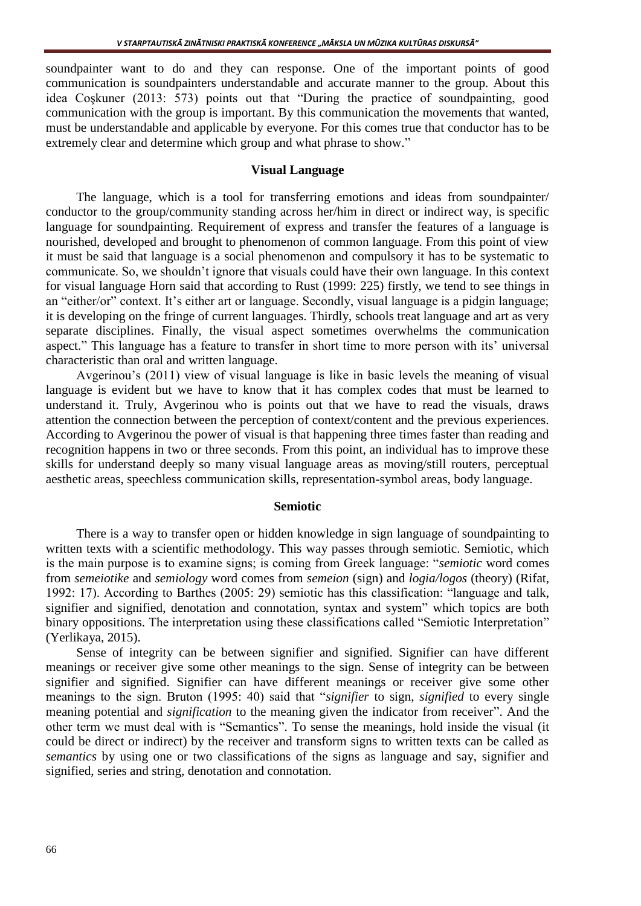soundpainter want to do and they can response. One of the important points of good communication is soundpainters understandable and accurate manner to the group. About this idea Coşkuner (2013: 573) points out that "During the practice of soundpainting, good communication with the group is important. By this communication the movements that wanted, must be understandable and applicable by everyone. For this comes true that conductor has to be extremely clear and determine which group and what phrase to show."

### Visual Language

The language, which is a tool for transferring emotions and ideas from soundpainter/ conductor to the group/community standing across her/him in direct or indirect way, is specific language for soundpainting. Requirement of express and transfer the features of a language is nourished, developed and brought to phenomenon of common language. From this point of view it must be said that language is a social phenomenon and compulsory it has to be systematic to communicate. So, we shouldn't ignore that visuals could have their own language. In this context for visual language Horn said that according to Rust (1999: 225) firstly, we tend to see things in an "either/or" context. It's either art or language. Secondly, visual language is a pidgin language; it is developing on the fringe of current languages. Thirdly, schools treat language and art as very separate disciplines. Finally, the visual aspect sometimes overwhelms the communication aspect." This language has a feature to transfer in short time to more person with its' universal characteristic than oral and written language.

Avgerinou's (2011) view of visual language is like in basic levels the meaning of visual language is evident but we have to know that it has complex codes that must be learned to understand it. Truly, Avgerinou who is points out that we have to read the visuals, draws attention the connection between the perception of context/content and the previous experiences. According to Avgerinou the power of visual is that happening three times faster than reading and recognition happens in two or three seconds. From this point, an individual has to improve these skills for understand deeply so many visual language areas as moving/still routers, perceptual aesthetic areas, speechless communication skills, representation-symbol areas, body language.

### Semiotic

There is a way to transfer open or hidden knowledge in sign language of soundpainting to written texts with a scientific methodology. This way passes through semiotic. Semiotic, which is the main purpose is to examine signs; is coming from Greek language: "*semiotic* word comes from *semeiotike* and *semiology* word comes from *semeion* (sign) and *logia/logos* (theory) (Rifat, 1992: 17). According to Barthes (2005: 29) semiotic has this classification: "language and talk, signifier and signified, denotation and connotation, syntax and system" which topics are both binary oppositions. The interpretation using these classifications called "Semiotic Interpretation" (Yerlikaya, 2015).

Sense of integrity can be between signifier and signified. Signifier can have different meanings or receiver give some other meanings to the sign. Sense of integrity can be between signifier and signified. Signifier can have different meanings or receiver give some other meanings to the sign. Bruton (1995: 40) said that "*signifier* to sign, *signified* to every single meaning potential and *signification* to the meaning given the indicator from receiver". And the other term we must deal with is "Semantics". To sense the meanings, hold inside the visual (it could be direct or indirect) by the receiver and transform signs to written texts can be called as *semantics* by using one or two classifications of the signs as language and say, signifier and signified, series and string, denotation and connotation.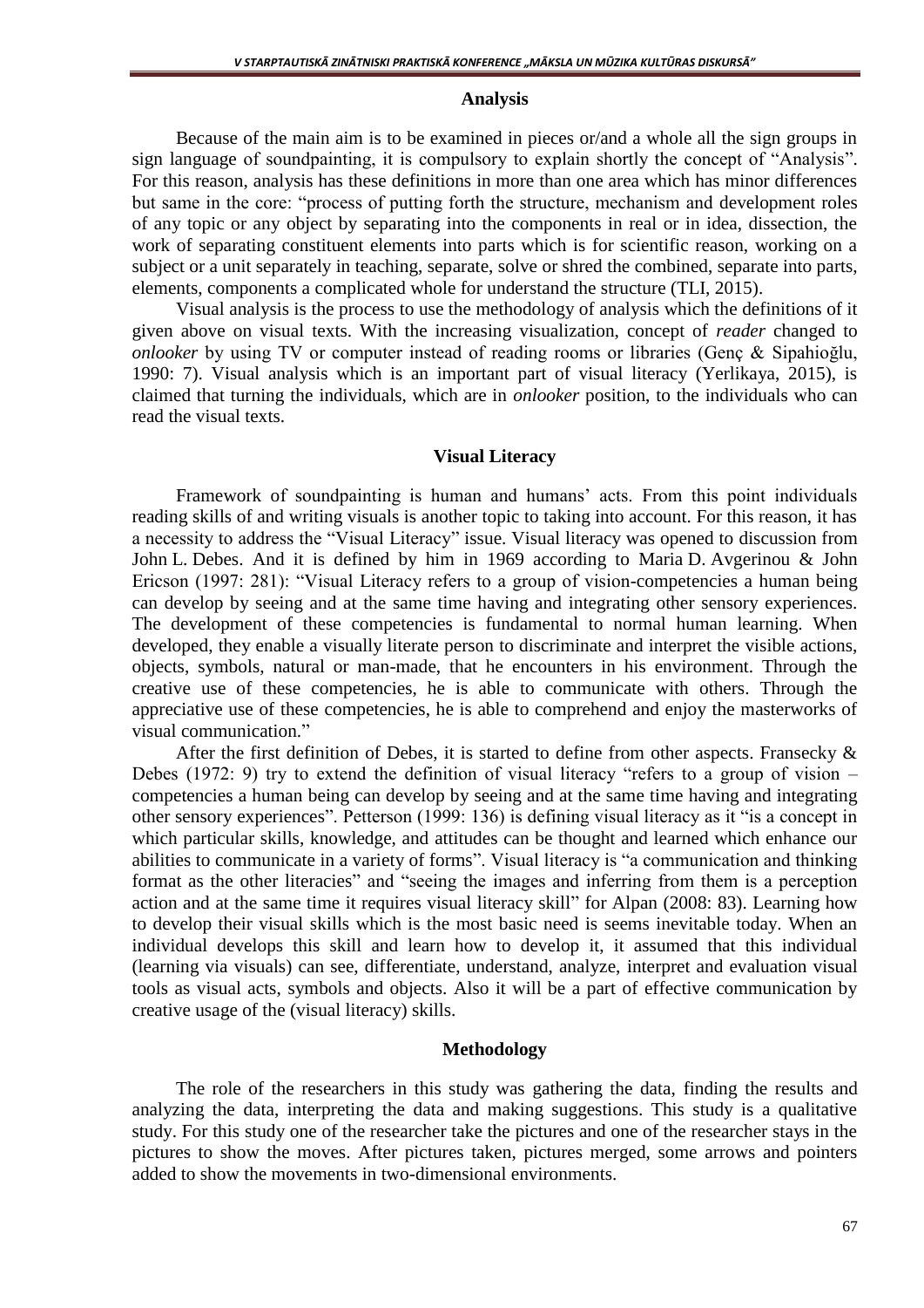### Analysis

Because of the main aim is to be examined in pieces or/and a whole all the sign groups in sign language of soundpainting, it is compulsory to explain shortly the concept of "Analysis". For this reason, analysis has these definitions in more than one area which has minor differences but same in the core: "process of putting forth the structure, mechanism and development roles of any topic or any object by separating into the components in real or in idea, dissection, the work of separating constituent elements into parts which is for scientific reason, working on a subject or a unit separately in teaching, separate, solve or shred the combined, separate into parts, elements, components a complicated whole for understand the structure (TLI, 2015).

Visual analysis is the process to use the methodology of analysis which the definitions of it given above on visual texts. With the increasing visualization, concept of *reader* changed to *onlooker* by using TV or computer instead of reading rooms or libraries (Genç & Sipahioğlu, 1990: 7). Visual analysis which is an important part of visual literacy (Yerlikaya, 2015), is claimed that turning the individuals, which are in *onlooker* position, to the individuals who can read the visual texts.

### Visual Literacy

Framework of soundpainting is human and humans' acts. From this point individuals reading skills of and writing visuals is another topic to taking into account. For this reason, it has a necessity to address the "Visual Literacy" issue. Visual literacy was opened to discussion from John L. Debes. And it is defined by him in 1969 according to Maria D. Avgerinou & John Ericson (1997: 281): "Visual Literacy refers to a group of vision-competencies a human being can develop by seeing and at the same time having and integrating other sensory experiences. The development of these competencies is fundamental to normal human learning. When developed, they enable a visually literate person to discriminate and interpret the visible actions, objects, symbols, natural or man-made, that he encounters in his environment. Through the creative use of these competencies, he is able to communicate with others. Through the appreciative use of these competencies, he is able to comprehend and enjoy the masterworks of visual communication."

After the first definition of Debes, it is started to define from other aspects. Fransecky & Debes (1972: 9) try to extend the definition of visual literacy "refers to a group of vision – competencies a human being can develop by seeing and at the same time having and integrating other sensory experiences". Petterson (1999: 136) is defining visual literacy as it "is a concept in which particular skills, knowledge, and attitudes can be thought and learned which enhance our abilities to communicate in a variety of forms". Visual literacy is "a communication and thinking format as the other literacies" and "seeing the images and inferring from them is a perception action and at the same time it requires visual literacy skill" for Alpan (2008: 83). Learning how to develop their visual skills which is the most basic need is seems inevitable today. When an individual develops this skill and learn how to develop it, it assumed that this individual (learning via visuals) can see, differentiate, understand, analyze, interpret and evaluation visual tools as visual acts, symbols and objects. Also it will be a part of effective communication by creative usage of the (visual literacy) skills.

### Methodology

The role of the researchers in this study was gathering the data, finding the results and analyzing the data, interpreting the data and making suggestions. This study is a qualitative study. For this study one of the researcher take the pictures and one of the researcher stays in the pictures to show the moves. After pictures taken, pictures merged, some arrows and pointers added to show the movements in two-dimensional environments.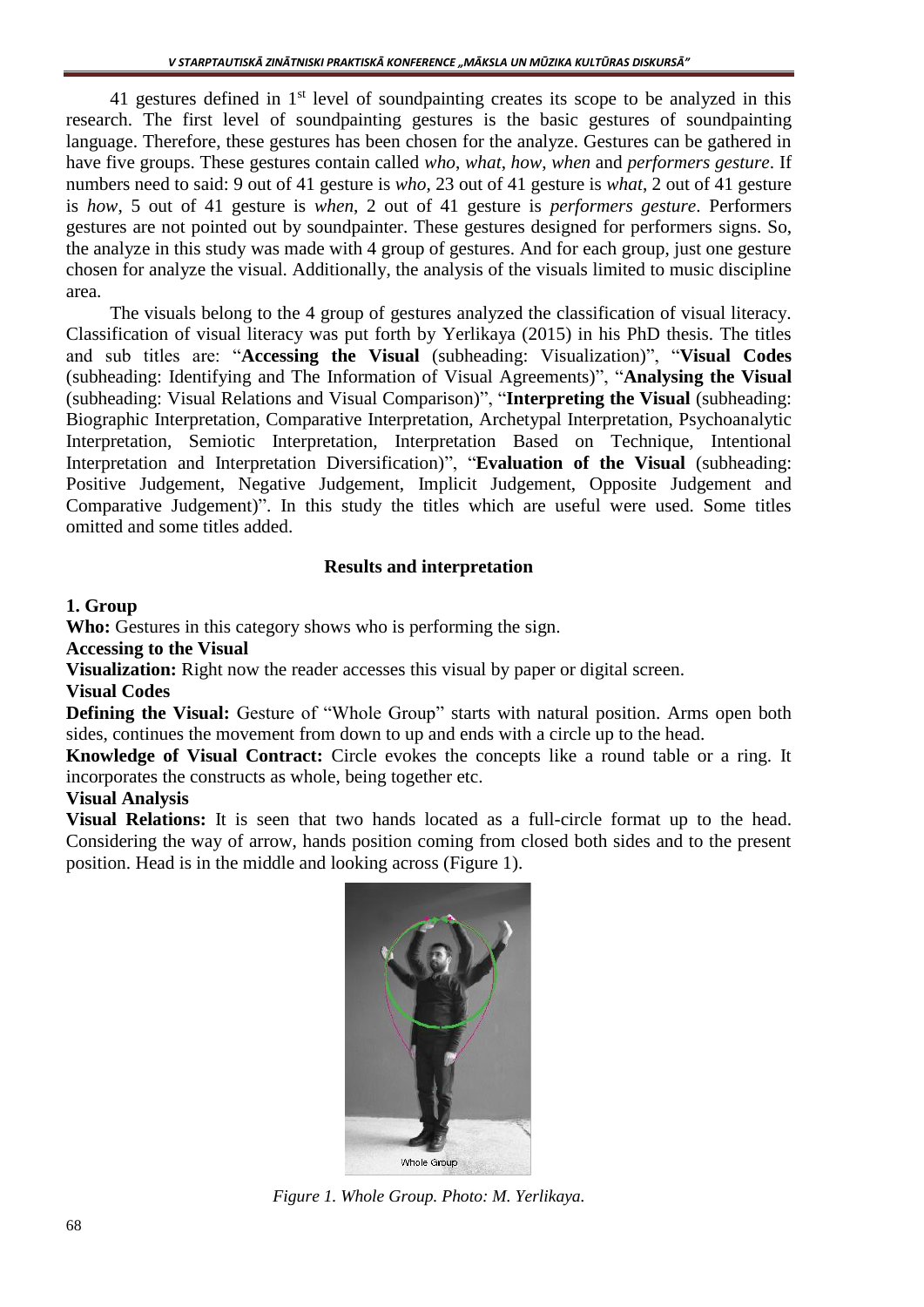41 gestures defined in 1st level of soundpainting creates its scope to be analyzed in this research. The first level of soundpainting gestures is the basic gestures of soundpainting language. Therefore, these gestures has been chosen for the analyze. Gestures can be gathered in have five groups. These gestures contain called *who*, *what*, *how*, *when* and *performers gesture*. If numbers need to said: 9 out of 41 gesture is *who*, 23 out of 41 gesture is *what*, 2 out of 41 gesture is *how*, 5 out of 41 gesture is *when*, 2 out of 41 gesture is *performers gesture*. Performers gestures are not pointed out by soundpainter. These gestures designed for performers signs. So, the analyze in this study was made with 4 group of gestures. And for each group, just one gesture chosen for analyze the visual. Additionally, the analysis of the visuals limited to music discipline area.

The visuals belong to the 4 group of gestures analyzed the classification of visual literacy. Classification of visual literacy was put forth by Yerlikaya (2015) in his PhD thesis. The titles and sub titles are: "**Accessing the Visual** (subheading: Visualization)", "**Visual Codes** (subheading: Identifying and The Information of Visual Agreements)", "**Analysing the Visual** (subheading: Visual Relations and Visual Comparison)", "**Interpreting the Visual** (subheading: Biographic Interpretation, Comparative Interpretation, Archetypal Interpretation, Psychoanalytic Interpretation, Semiotic Interpretation, Interpretation Based on Technique, Intentional Interpretation and Interpretation Diversification)", "**Evaluation of the Visual** (subheading: Positive Judgement, Negative Judgement, Implicit Judgement, Opposite Judgement and Comparative Judgement)". In this study the titles which are useful were used. Some titles omitted and some titles added.

## Results and interpretation

**1. Group**

**Who:** Gestures in this category shows who is performing the sign.

**Accessing to the Visual**

**Visualization:** Right now the reader accesses this visual by paper or digital screen.

**Visual Codes**

**Defining the Visual:** Gesture of "Whole Group" starts with natural position. Arms open both sides, continues the movement from down to up and ends with a circle up to the head.

**Knowledge of Visual Contract:** Circle evokes the concepts like a round table or a ring. It incorporates the constructs as whole, being together etc.

**Visual Analysis**

**Visual Relations:** It is seen that two hands located as a full-circle format up to the head. Considering the way of arrow, hands position coming from closed both sides and to the present position. Head is in the middle and looking across (Figure 1).

Whole Group

*Figure 1. Whole Group. Photo: M. Yerlikaya.*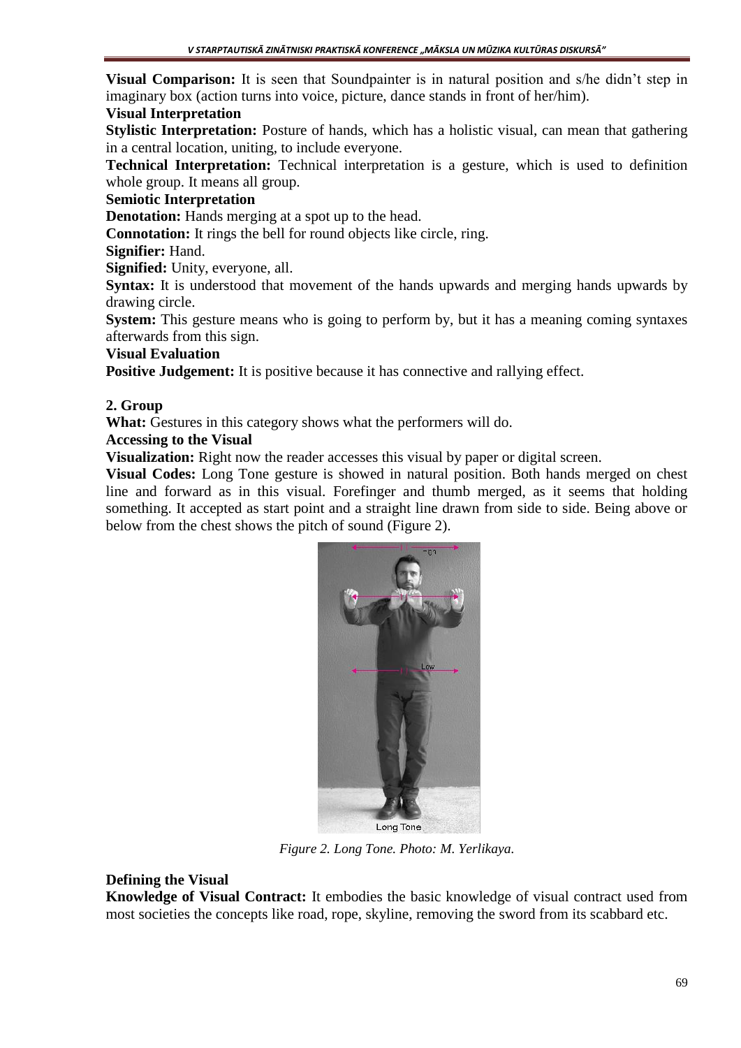**Visual Comparison:** It is seen that Soundpainter is in natural position and s/he didn't step in imaginary box (action turns into voice, picture, dance stands in front of her/him).

**Visual Interpretation**

**Stylistic Interpretation:** Posture of hands, which has a holistic visual, can mean that gathering in a central location, uniting, to include everyone.

**Technical Interpretation:** Technical interpretation is a gesture, which is used to definition whole group. It means all group.

**Semiotic Interpretation**

**Denotation:** Hands merging at a spot up to the head.

**Connotation:** It rings the bell for round objects like circle, ring.

**Signifier:** Hand.

**Signified:** Unity, everyone, all.

**Syntax:** It is understood that movement of the hands upwards and merging hands upwards by drawing circle.

**System:** This gesture means who is going to perform by, but it has a meaning coming syntaxes afterwards from this sign.

**Visual Evaluation**

**Positive Judgement:** It is positive because it has connective and rallying effect.

**2. Group**

**What:** Gestures in this category shows what the performers will do.

**Accessing to the Visual**

**Visualization:** Right now the reader accesses this visual by paper or digital screen.

**Visual Codes:** Long Tone gesture is showed in natural position. Both hands merged on chest line and forward as in this visual. Forefinger and thumb merged, as it seems that holding something. It accepted as start point and a straight line drawn from side to side. Being above or below from the chest shows the pitch of sound (Figure 2).

High

Low

Long Tone

*Figure 2. Long Tone. Photo: M. Yerlikaya.*

**Defining the Visual**

**Knowledge of Visual Contract:** It embodies the basic knowledge of visual contract used from most societies the concepts like road, rope, skyline, removing the sword from its scabbard etc.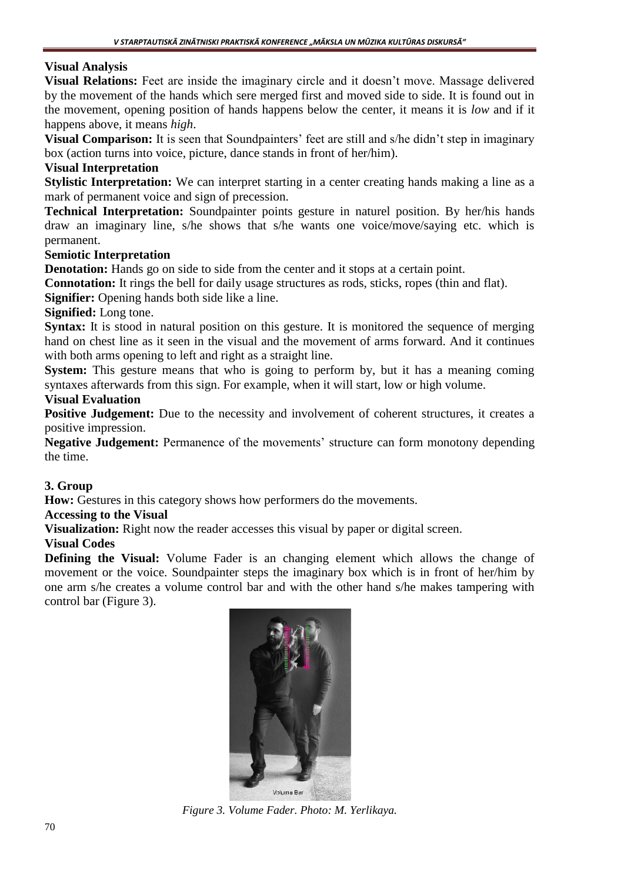**Visual Analysis**

**Visual Relations:** Feet are inside the imaginary circle and it doesn't move. Massage delivered by the movement of the hands which sere merged first and moved side to side. It is found out in the movement, opening position of hands happens below the center, it means it is *low* and if it happens above, it means *high*.

**Visual Comparison:** It is seen that Soundpainters' feet are still and s/he didn't step in imaginary box (action turns into voice, picture, dance stands in front of her/him).

**Visual Interpretation**

**Stylistic Interpretation:** We can interpret starting in a center creating hands making a line as a mark of permanent voice and sign of precession.

**Technical Interpretation:** Soundpainter points gesture in naturel position. By her/his hands draw an imaginary line, s/he shows that s/he wants one voice/move/saying etc. which is permanent.

**Semiotic Interpretation**

**Denotation:** Hands go on side to side from the center and it stops at a certain point.

**Connotation:** It rings the bell for daily usage structures as rods, sticks, ropes (thin and flat).

**Signifier:** Opening hands both side like a line.

**Signified:** Long tone.

**Syntax:** It is stood in natural position on this gesture. It is monitored the sequence of merging hand on chest line as it seen in the visual and the movement of arms forward. And it continues with both arms opening to left and right as a straight line.

**System:** This gesture means that who is going to perform by, but it has a meaning coming syntaxes afterwards from this sign. For example, when it will start, low or high volume.

**Visual Evaluation**

**Positive Judgement:** Due to the necessity and involvement of coherent structures, it creates a positive impression.

**Negative Judgement:** Permanence of the movements' structure can form monotony depending the time.

**3. Group**

**How:** Gestures in this category shows how performers do the movements.

**Accessing to the Visual**

**Visualization:** Right now the reader accesses this visual by paper or digital screen.

**Visual Codes**

**Defining the Visual:** Volume Fader is an changing element which allows the change of movement or the voice. Soundpainter steps the imaginary box which is in front of her/him by one arm s/he creates a volume control bar and with the other hand s/he makes tampering with control bar (Figure 3).

Volume Bar

*Figure 3. Volume Fader. Photo: M. Yerlikaya.*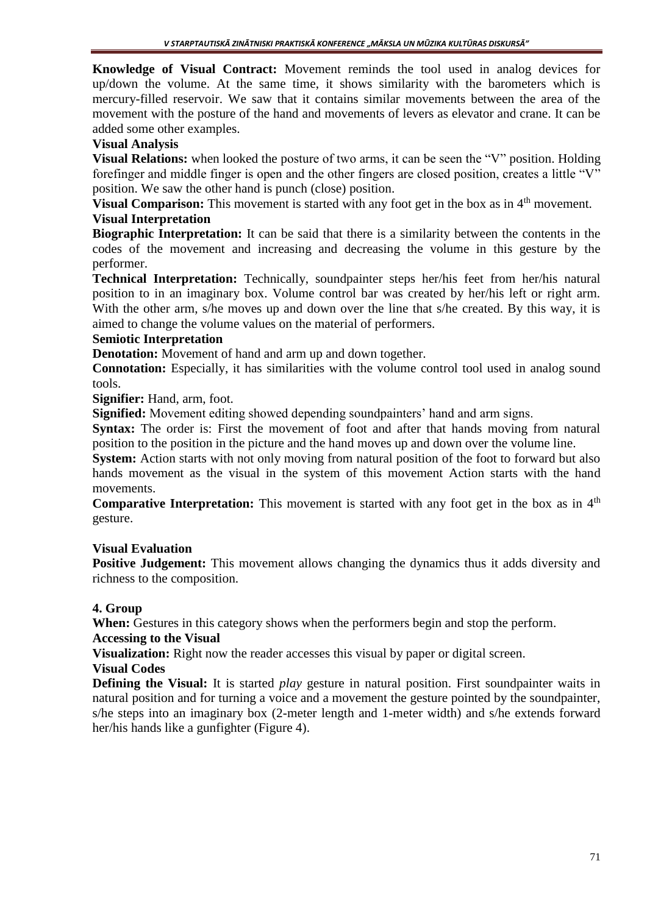**Knowledge of Visual Contract:** Movement reminds the tool used in analog devices for up/down the volume. At the same time, it shows similarity with the barometers which is mercury-filled reservoir. We saw that it contains similar movements between the area of the movement with the posture of the hand and movements of levers as elevator and crane. It can be added some other examples.

**Visual Analysis**

**Visual Relations:** when looked the posture of two arms, it can be seen the "V" position. Holding forefinger and middle finger is open and the other fingers are closed position, creates a little "V" position. We saw the other hand is punch (close) position.

**Visual Comparison:** This movement is started with any foot get in the box as in 4th movement.

**Visual Interpretation**

**Biographic Interpretation:** It can be said that there is a similarity between the contents in the codes of the movement and increasing and decreasing the volume in this gesture by the performer.

**Technical Interpretation:** Technically, soundpainter steps her/his feet from her/his natural position to in an imaginary box. Volume control bar was created by her/his left or right arm. With the other arm, s/he moves up and down over the line that s/he created. By this way, it is aimed to change the volume values on the material of performers.

**Semiotic Interpretation**

**Denotation:** Movement of hand and arm up and down together.

**Connotation:** Especially, it has similarities with the volume control tool used in analog sound tools.

**Signifier:** Hand, arm, foot.

**Signified:** Movement editing showed depending soundpainters' hand and arm signs.

**Syntax:** The order is: First the movement of foot and after that hands moving from natural position to the position in the picture and the hand moves up and down over the volume line.

**System:** Action starts with not only moving from natural position of the foot to forward but also hands movement as the visual in the system of this movement Action starts with the hand movements.

**Comparative Interpretation:** This movement is started with any foot get in the box as in 4th gesture.

**Visual Evaluation**

**Positive Judgement:** This movement allows changing the dynamics thus it adds diversity and richness to the composition.

**4. Group**

**When:** Gestures in this category shows when the performers begin and stop the perform.

**Accessing to the Visual**

**Visualization:** Right now the reader accesses this visual by paper or digital screen.

**Visual Codes**

**Defining the Visual:** It is started *play* gesture in natural position. First soundpainter waits in natural position and for turning a voice and a movement the gesture pointed by the soundpainter, s/he steps into an imaginary box (2-meter length and 1-meter width) and s/he extends forward her/his hands like a gunfighter (Figure 4).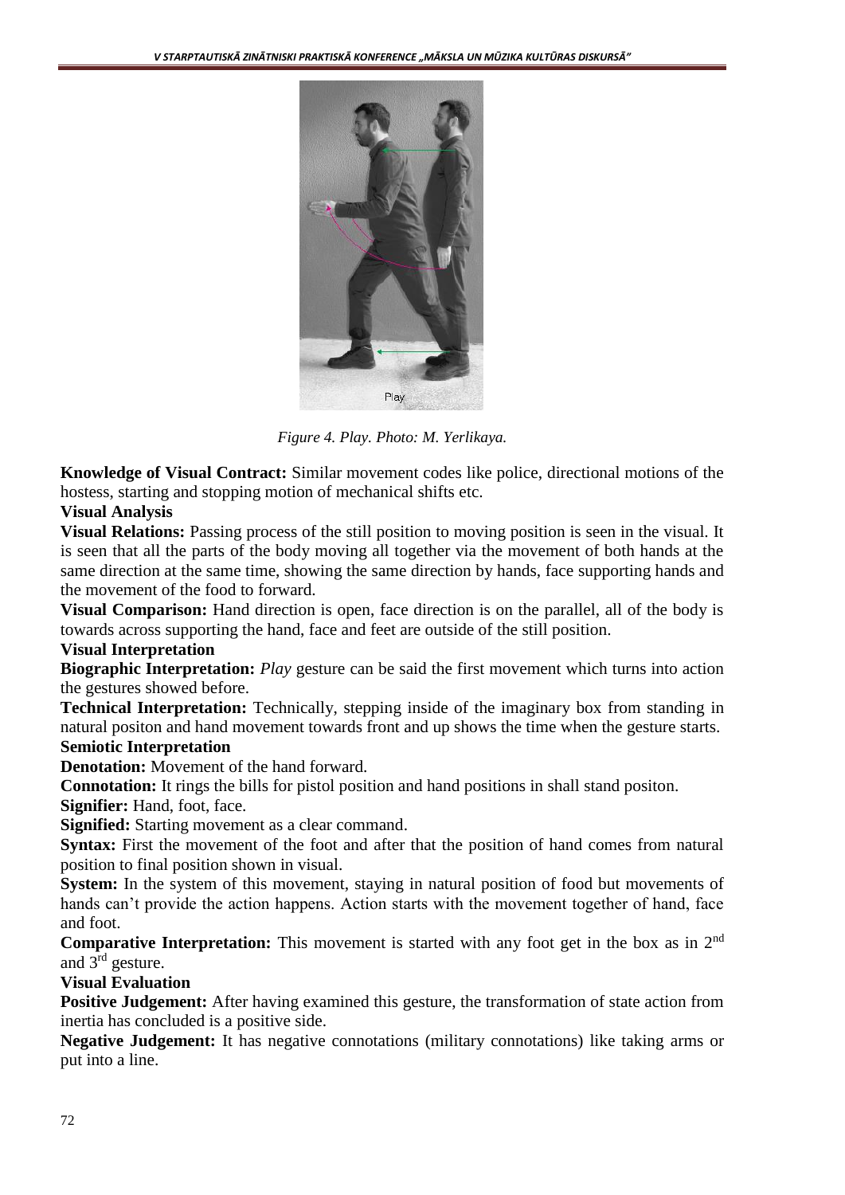*Figure 4. Play. Photo: M. Yerlikaya.*

**Knowledge of Visual Contract:** Similar movement codes like police, directional motions of the hostess, starting and stopping motion of mechanical shifts etc.

**Visual Analysis**

**Visual Relations:** Passing process of the still position to moving position is seen in the visual. It is seen that all the parts of the body moving all together via the movement of both hands at the same direction at the same time, showing the same direction by hands, face supporting hands and the movement of the food to forward.

**Visual Comparison:** Hand direction is open, face direction is on the parallel, all of the body is towards across supporting the hand, face and feet are outside of the still position.

**Visual Interpretation**

**Biographic Interpretation:** *Play* gesture can be said the first movement which turns into action the gestures showed before.

**Technical Interpretation:** Technically, stepping inside of the imaginary box from standing in natural positon and hand movement towards front and up shows the time when the gesture starts.

**Semiotic Interpretation**

**Denotation:** Movement of the hand forward.

**Connotation:** It rings the bills for pistol position and hand positions in shall stand positon.

**Signifier:** Hand, foot, face.

**Signified:** Starting movement as a clear command.

**Syntax:** First the movement of the foot and after that the position of hand comes from natural position to final position shown in visual.

**System:** In the system of this movement, staying in natural position of food but movements of hands can't provide the action happens. Action starts with the movement together of hand, face and foot.

**Comparative Interpretation:** This movement is started with any foot get in the box as in 2nd and 3rd gesture.

**Visual Evaluation**

**Positive Judgement:** After having examined this gesture, the transformation of state action from inertia has concluded is a positive side.

**Negative Judgement:** It has negative connotations (military connotations) like taking arms or put into a line.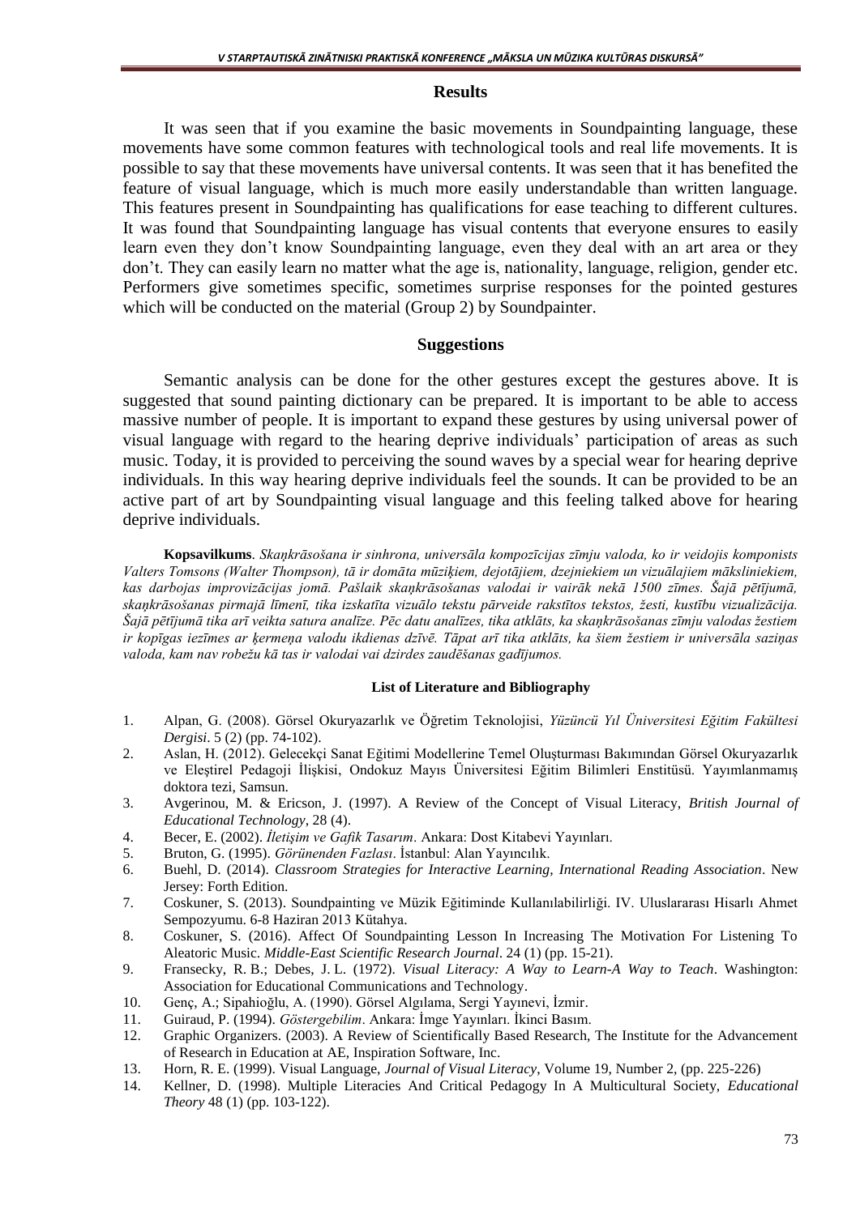## Results

It was seen that if you examine the basic movements in Soundpainting language, these movements have some common features with technological tools and real life movements. It is possible to say that these movements have universal contents. It was seen that it has benefited the feature of visual language, which is much more easily understandable than written language. This features present in Soundpainting has qualifications for ease teaching to different cultures. It was found that Soundpainting language has visual contents that everyone ensures to easily learn even they don't know Soundpainting language, even they deal with an art area or they don't. They can easily learn no matter what the age is, nationality, language, religion, gender etc. Performers give sometimes specific, sometimes surprise responses for the pointed gestures which will be conducted on the material (Group 2) by Soundpainter.

## Suggestions

Semantic analysis can be done for the other gestures except the gestures above. It is suggested that sound painting dictionary can be prepared. It is important to be able to access massive number of people. It is important to expand these gestures by using universal power of visual language with regard to the hearing deprive individuals' participation of areas as such music. Today, it is provided to perceiving the sound waves by a special wear for hearing deprive individuals. In this way hearing deprive individuals feel the sounds. It can be provided to be an active part of art by Soundpainting visual language and this feeling talked above for hearing deprive individuals.

**Kopsavilkums**. *Skaņkrāsošana ir sinhrona, universāla kompozīcijas zīmju valoda, ko ir veidojis komponists Valters Tomsons (Walter Thompson), tā ir domāta mūziķiem, dejotājiem, dzejniekiem un vizuālajiem māksliniekiem, kas darbojas improvizācijas jomā. Pašlaik skaņkrāsošanas valodai ir vairāk nekā 1500 zīmes. Šajā pētījumā, skaņkrāsošanas pirmajā līmenī, tika izskatīta vizuālo tekstu pārveide rakstītos tekstos, žesti, kustību vizualizācija. Šajā pētījumā tika arī veikta satura analīze. Pēc datu analīzes, tika atklāts, ka skaņkrāsošanas zīmju valodas žestiem ir kopīgas iezīmes ar ķermeņa valodu ikdienas dzīvē. Tāpat arī tika atklāts, ka šiem žestiem ir universāla saziņas valoda, kam nav robežu kā tas ir valodai vai dzirdes zaudēšanas gadījumos.*

### List of Literature and Bibliography

1. Alpan, G. (2008). Görsel Okuryazarlık ve Öğretim Teknolojisi, *Yüzüncü Yıl Üniversitesi Eğitim Fakültesi Dergisi*. 5 (2) (pp. 74-102).
2. Aslan, H. (2012). Gelecekçi Sanat Eğitimi Modellerine Temel Oluşturması Bakımından Görsel Okuryazarlık ve Eleştirel Pedagoji İlişkisi, Ondokuz Mayıs Üniversitesi Eğitim Bilimleri Enstitüsü. Yayımlanmamış doktora tezi, Samsun.
3. Avgerinou, M. & Ericson, J. (1997). A Review of the Concept of Visual Literacy, *British Journal of Educational Technology*, 28 (4).
4. Becer, E. (2002). *İletişim ve Gafik Tasarım*. Ankara: Dost Kitabevi Yayınları.
5. Bruton, G. (1995). *Görünenden Fazlası*. İstanbul: Alan Yayıncılık.
6. Buehl, D. (2014). *Classroom Strategies for Interactive Learning, International Reading Association*. New Jersey: Forth Edition.
7. Coskuner, S. (2013). Soundpainting ve Müzik Eğitiminde Kullanılabilirliği. IV. Uluslararası Hisarlı Ahmet Sempozyumu. 6-8 Haziran 2013 Kütahya.
8. Coskuner, S. (2016). Affect Of Soundpainting Lesson In Increasing The Motivation For Listening To Aleatoric Music. *Middle-East Scientific Research Journal*. 24 (1) (pp. 15-21).
9. Fransecky, R. B.; Debes, J. L. (1972). *Visual Literacy: A Way to Learn-A Way to Teach*. Washington: Association for Educational Communications and Technology.
10. Genç, A.; Sipahioğlu, A. (1990). Görsel Algılama, Sergi Yayınevi, İzmir.
11. Guiraud, P. (1994). *Göstergebilim*. Ankara: İmge Yayınları. İkinci Basım.
12. Graphic Organizers. (2003). A Review of Scientifically Based Research, The Institute for the Advancement of Research in Education at AE, Inspiration Software, Inc.
13. Horn, R. E. (1999). Visual Language, *Journal of Visual Literacy*, Volume 19, Number 2, (pp. 225-226)
14. Kellner, D. (1998). Multiple Literacies And Critical Pedagogy In A Multicultural Society, *Educational Theory* 48 (1) (pp. 103-122).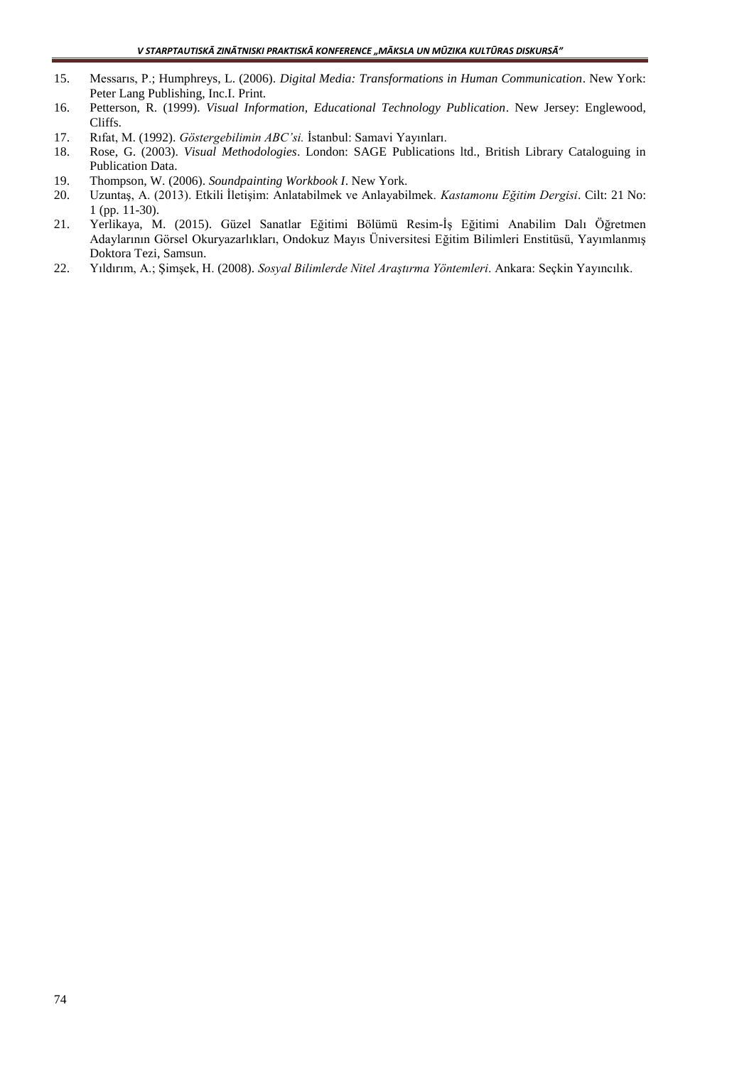15. Messarıs, P.; Humphreys, L. (2006). *Digital Media: Transformations in Human Communication*. New York: Peter Lang Publishing, Inc.I. Print.
16. Petterson, R. (1999). *Visual Information, Educational Technology Publication*. New Jersey: Englewood, Cliffs.
17. Rıfat, M. (1992). *Göstergebilimin ABC'si.* İstanbul: Samavi Yayınları.
18. Rose, G. (2003). *Visual Methodologies*. London: SAGE Publications ltd., British Library Cataloguing in Publication Data.
19. Thompson, W. (2006). *Soundpainting Workbook I*. New York.
20. Uzuntaş, A. (2013). Etkili İletişim: Anlatabilmek ve Anlayabilmek. *Kastamonu Eğitim Dergisi*. Cilt: 21 No: 1 (pp. 11-30).
21. Yerlikaya, M. (2015). Güzel Sanatlar Eğitimi Bölümü Resim-İş Eğitimi Anabilim Dalı Öğretmen Adaylarının Görsel Okuryazarlıkları, Ondokuz Mayıs Üniversitesi Eğitim Bilimleri Enstitüsü, Yayımlanmış Doktora Tezi, Samsun.
22. Yıldırım, A.; Şimşek, H. (2008). *Sosyal Bilimlerde Nitel Araştırma Yöntemleri*. Ankara: Seçkin Yayıncılık.